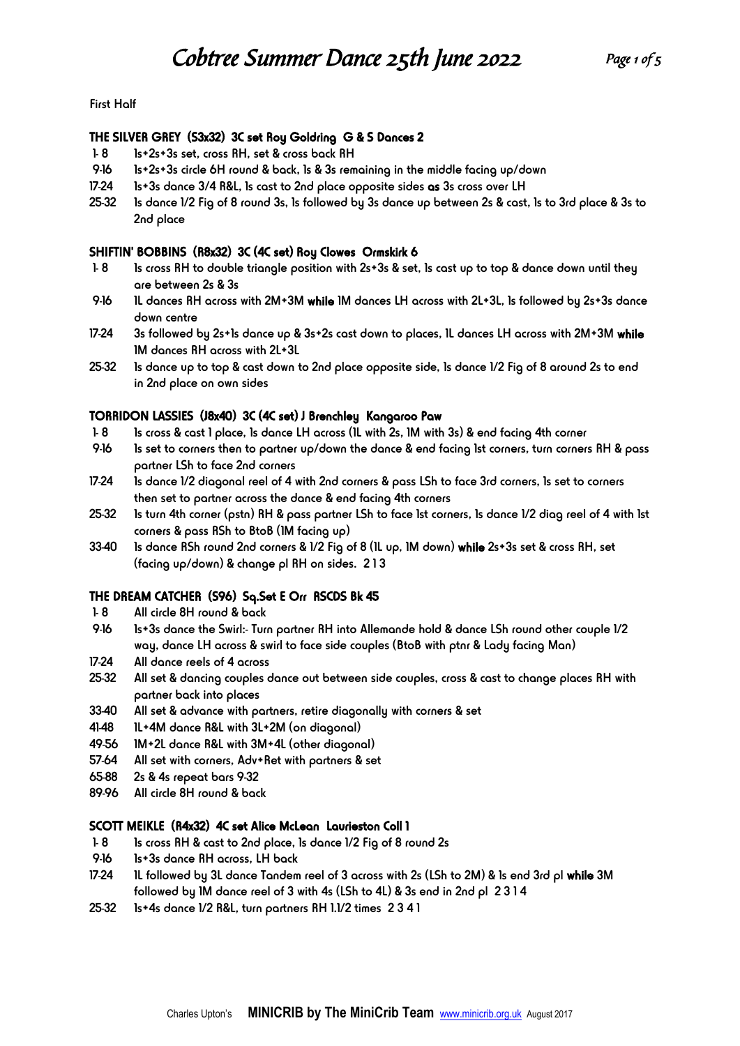# Cobtree Summer Dance 25th June 2022

First Half

### THE SILVER GREY (S3x32) 3C set Roy Goldring G & S Dances 2

- 1- 8 1s+2s+3s set, cross RH, set & cross back RH
- 9-16 1s+2s+3s circle 6H round & back, 1s & 3s remaining in the middle facing up/down
- 17-24 1s+3s dance 3/4 R&L, 1s cast to 2nd place opposite sides **as** 3s cross over LH
- 25-32 1s dance 1/2 Fig of 8 round 3s, 1s followed by 3s dance up between 2s & cast, 1s to 3rd place & 3s to 2nd place

### SHIFTIN' BOBBINS (R8x32) 3C (4C set) Roy Clowes Ormskirk 6

- 1- 8 1s cross RH to double triangle position with 2s+3s & set, 1s cast up to top & dance down until they are between 2s & 3s
- 9-16 1L dances RH across with 2M+3M **while** 1M dances LH across with 2L+3L, 1s followed by 2s+3s dance down centre
- 17-24 3s followed by 2s+1s dance up & 3s+2s cast down to places, 1L dances LH across with 2M+3M **while** 1M dances RH across with 2L+3L
- 25-32 1s dance up to top & cast down to 2nd place opposite side, 1s dance 1/2 Fig of 8 around 2s to end in 2nd place on own sides

### TORRIDON LASSIES (J8x40) 3C (4C set) J Brenchley Kangaroo Paw

- 1- 8 1s cross & cast 1 place, 1s dance LH across (1L with 2s, 1M with 3s) & end facing 4th corner
- 9-16 1s set to corners then to partner up/down the dance & end facing 1st corners, turn corners RH & pass partner LSh to face 2nd corners
- 17-24 1s dance 1/2 diagonal reel of 4 with 2nd corners & pass LSh to face 3rd corners, 1s set to corners then set to partner across the dance & end facing 4th corners
- 25-32 1s turn 4th corner (pstn) RH & pass partner LSh to face 1st corners, 1s dance 1/2 diag reel of 4 with 1st corners & pass RSh to BtoB (1M facing up)
- 33-40 1s dance RSh round 2nd corners & 1/2 Fig of 8 (1L up, 1M down) **while** 2s+3s set & cross RH, set (facing up/down) & change pl RH on sides. 2 1 3

### THE DREAM CATCHER (S96) Sq.Set E Orr RSCDS Bk 45

- 1- 8 All circle 8H round & back
- 9-16 1s+3s dance the Swirl:- Turn partner RH into Allemande hold & dance LSh round other couple 1/2 way, dance LH across & swirl to face side couples (BtoB with ptnr & Lady facing Man)
- 17-24 All dance reels of 4 across
- 25-32 All set & dancing couples dance out between side couples, cross & cast to change places RH with partner back into places
- 33-40 All set & advance with partners, retire diagonally with corners & set
- 41-48 1L+4M dance R&L with 3L+2M (on diagonal)
- 49-56 1M+2L dance R&L with 3M+4L (other diagonal)
- 57-64 All set with corners, Adv+Ret with partners & set
- 65-88 2s & 4s repeat bars 9-32
- 89-96 All circle 8H round & back

### SCOTT MEIKLE (R4x32) 4C set Alice McLean Laurieston Coll 1

- 1- 8 1s cross RH & cast to 2nd place, 1s dance 1/2 Fig of 8 round 2s
- 9-16 1s+3s dance RH across, LH back
- 17-24 1L followed by 3L dance Tandem reel of 3 across with 2s (LSh to 2M) & 1s end 3rd pl **while** 3M followed by 1M dance reel of 3 with 4s (LSh to 4L) & 3s end in 2nd pl 2 3 1 4
- 25-32 1s+4s dance 1/2 R&L, turn partners RH 1.1/2 times 2 3 4 1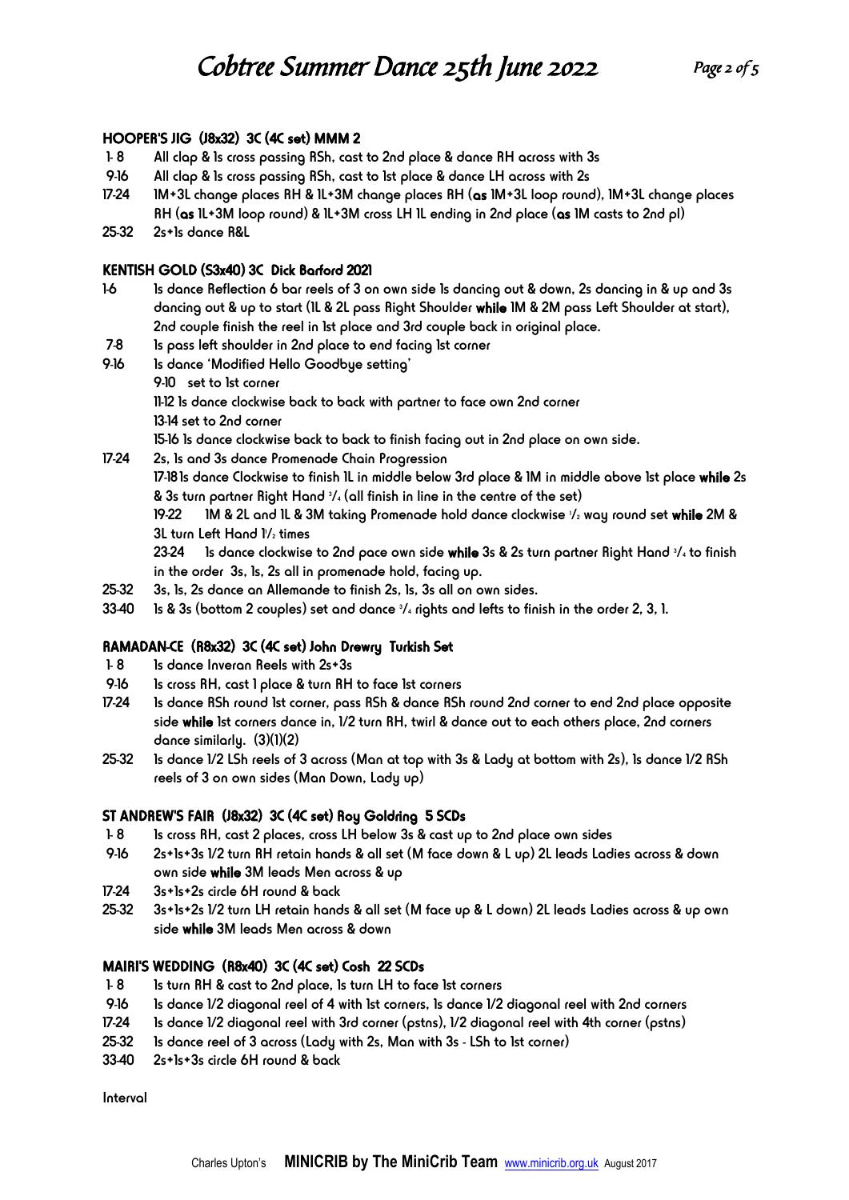### HOOPER'S JIG (J8x32) 3C (4C set) MMM 2

- 1- 8 All clap & 1s cross passing RSh, cast to 2nd place & dance RH across with 3s
- 9-16 All clap & 1s cross passing RSh, cast to 1st place & dance LH across with 2s
- 17-24 1M+3L change places RH & 1L+3M change places RH (**as** 1M+3L loop round), 1M+3L change places RH (**as** 1L+3M loop round) & 1L+3M cross LH 1L ending in 2nd place (**as** 1M casts to 2nd pl)
- 25-32 2s+1s dance R&L

### KENTISH GOLD (S3x40) 3C Dick Barford 2021

- 1-6 1s dance Reflection 6 bar reels of 3 on own side 1s dancing out & down, 2s dancing in & up and 3s dancing out & up to start (1L & 2L pass Right Shoulder **while** 1M & 2M pass Left Shoulder at start), 2nd couple finish the reel in 1st place and 3rd couple back in original place.
- 7-8 1s pass left shoulder in 2nd place to end facing 1st corner
- 9-16 1s dance 'Modified Hello Goodbye setting'
  - 9-10 set to 1st corner
  - 11-12 1s dance clockwise back to back with partner to face own 2nd corner
  - 13-14 set to 2nd corner
  - 15-16 1s dance clockwise back to back to finish facing out in 2nd place on own side.
- 17-24 2s, 1s and 3s dance Promenade Chain Progression
  - 17-18 1s dance Clockwise to finish 1L in middle below 3rd place & 1M in middle above 1st place **while** 2s & 3s turn partner Right Hand 3/4 (all finish in line in the centre of the set)
  - 19-22 1M & 2L and 1L & 3M taking Promenade hold dance clockwise 1/2 way round set **while** 2M & 3L turn Left Hand 1 1/2 times
  - 23-24 1s dance clockwise to 2nd pace own side **while** 3s & 2s turn partner Right Hand 3/4 to finish in the order 3s, 1s, 2s all in promenade hold, facing up.
- 25-32 3s, 1s, 2s dance an Allemande to finish 2s, 1s, 3s all on own sides.
- 33-40 1s & 3s (bottom 2 couples) set and dance 3/4 rights and lefts to finish in the order 2, 3, 1.

### RAMADAN-CE (R8x32) 3C (4C set) John Drewry Turkish Set

- 1- 8 1s dance Inveran Reels with 2s+3s
- 9-16 1s cross RH, cast 1 place & turn RH to face 1st corners
- 17-24 1s dance RSh round 1st corner, pass RSh & dance RSh round 2nd corner to end 2nd place opposite side **while** 1st corners dance in, 1/2 turn RH, twirl & dance out to each others place, 2nd corners dance similarly. (3)(1)(2)
- 25-32 1s dance 1/2 LSh reels of 3 across (Man at top with 3s & Lady at bottom with 2s), 1s dance 1/2 RSh reels of 3 on own sides (Man Down, Lady up)

### ST ANDREW'S FAIR (J8x32) 3C (4C set) Roy Goldring 5 SCDs

- 1- 8 1s cross RH, cast 2 places, cross LH below 3s & cast up to 2nd place own sides
- 9-16 2s+1s+3s 1/2 turn RH retain hands & all set (M face down & L up) 2L leads Ladies across & down own side **while** 3M leads Men across & up
- 17-24 3s+1s+2s circle 6H round & back
- 25-32 3s+1s+2s 1/2 turn LH retain hands & all set (M face up & L down) 2L leads Ladies across & up own side **while** 3M leads Men across & down

### MAIRI'S WEDDING (R8x40) 3C (4C set) Cosh 22 SCDs

- 1- 8 1s turn RH & cast to 2nd place, 1s turn LH to face 1st corners
- 9-16 1s dance 1/2 diagonal reel of 4 with 1st corners, 1s dance 1/2 diagonal reel with 2nd corners
- 17-24 1s dance 1/2 diagonal reel with 3rd corner (pstns), 1/2 diagonal reel with 4th corner (pstns)
- 25-32 1s dance reel of 3 across (Lady with 2s, Man with 3s - LSh to 1st corner)
- 33-40 2s+1s+3s circle 6H round & back

Interval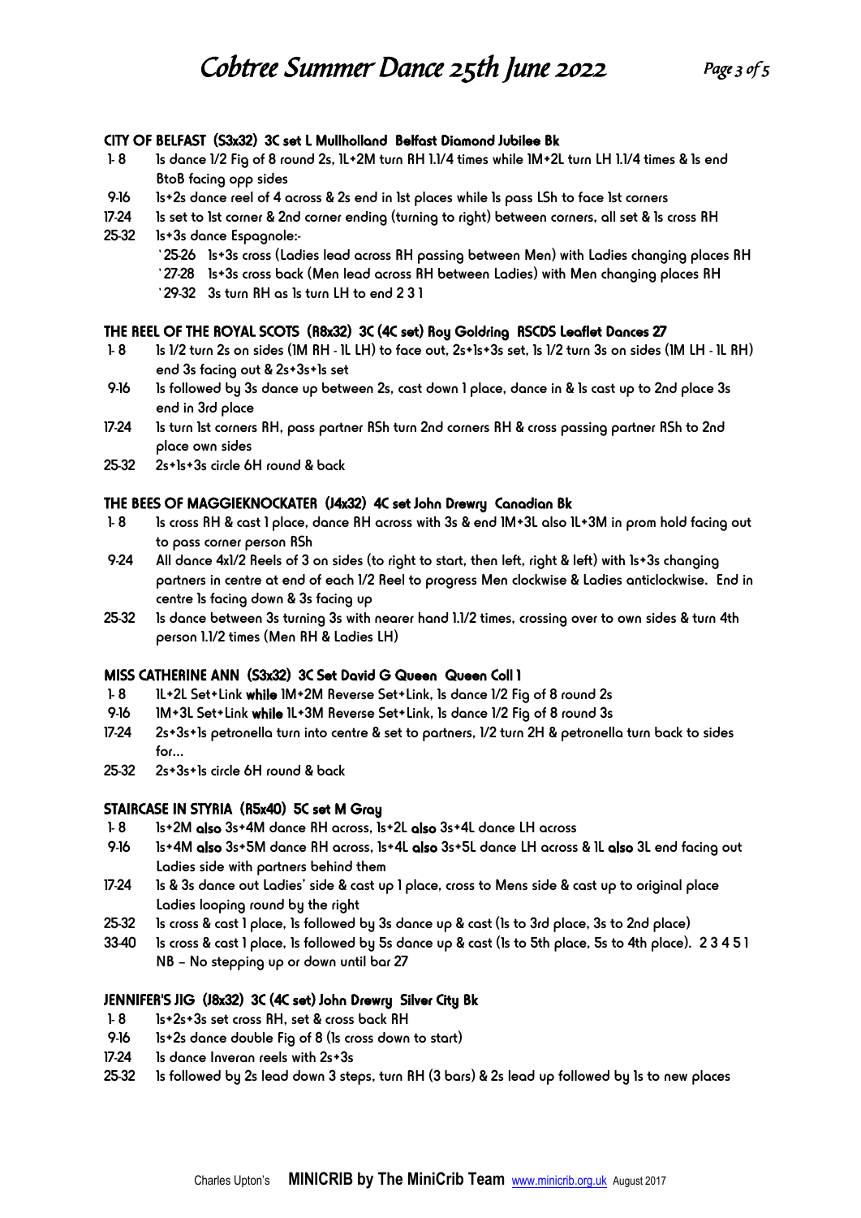# Cobtree Summer Dance 25th June 2022

### CITY OF BELFAST (S3x32) 3C set L Mullholland Belfast Diamond Jubilee Bk

- 1- 8 1s dance 1/2 Fig of 8 round 2s, 1L+2M turn RH 1.1/4 times while 1M+2L turn LH 1.1/4 times & 1s end BtoB facing opp sides
- 9-16 1s+2s dance reel of 4 across & 2s end in 1st places while 1s pass LSh to face 1st corners
- 17-24 1s set to 1st corner & 2nd corner ending (turning to right) between corners, all set & 1s cross RH
- 25-32 1s+3s dance Espagnole:-
  - `25-26 1s+3s cross (Ladies lead across RH passing between Men) with Ladies changing places RH
  - `27-28 1s+3s cross back (Men lead across RH between Ladies) with Men changing places RH
  - `29-32 3s turn RH as 1s turn LH to end 2 3 1

### THE REEL OF THE ROYAL SCOTS (R8x32) 3C (4C set) Roy Goldring RSCDS Leaflet Dances 27

- 1- 8 1s 1/2 turn 2s on sides (1M RH - 1L LH) to face out, 2s+1s+3s set, 1s 1/2 turn 3s on sides (1M LH - 1L RH) end 3s facing out & 2s+3s+1s set
- 9-16 1s followed by 3s dance up between 2s, cast down 1 place, dance in & 1s cast up to 2nd place 3s end in 3rd place
- 17-24 1s turn 1st corners RH, pass partner RSh turn 2nd corners RH & cross passing partner RSh to 2nd place own sides
- 25-32 2s+1s+3s circle 6H round & back

### THE BEES OF MAGGIEKNOCKATER (J4x32) 4C set John Drewry Canadian Bk

- 1- 8 1s cross RH & cast 1 place, dance RH across with 3s & end 1M+3L also 1L+3M in prom hold facing out to pass corner person RSh
- 9-24 All dance 4x1/2 Reels of 3 on sides (to right to start, then left, right & left) with 1s+3s changing partners in centre at end of each 1/2 Reel to progress Men clockwise & Ladies anticlockwise. End in centre 1s facing down & 3s facing up
- 25-32 1s dance between 3s turning 3s with nearer hand 1.1/2 times, crossing over to own sides & turn 4th person 1.1/2 times (Men RH & Ladies LH)

### MISS CATHERINE ANN (S3x32) 3C Set David G Queen Queen Coll 1

- 1- 8 1L+2L Set+Link **while** 1M+2M Reverse Set+Link, 1s dance 1/2 Fig of 8 round 2s
- 9-16 1M+3L Set+Link **while** 1L+3M Reverse Set+Link, 1s dance 1/2 Fig of 8 round 3s
- 17-24 2s+3s+1s petronella turn into centre & set to partners, 1/2 turn 2H & petronella turn back to sides for…
- 25-32 2s+3s+1s circle 6H round & back

### STAIRCASE IN STYRIA (R5x40) 5C set M Gray

- 1- 8 1s+2M **also** 3s+4M dance RH across, 1s+2L **also** 3s+4L dance LH across
- 9-16 1s+4M **also** 3s+5M dance RH across, 1s+4L **also** 3s+5L dance LH across & 1L **also** 3L end facing out Ladies side with partners behind them
- 17-24 1s & 3s dance out Ladies' side & cast up 1 place, cross to Mens side & cast up to original place Ladies looping round by the right
- 25-32 1s cross & cast 1 place, 1s followed by 3s dance up & cast (1s to 3rd place, 3s to 2nd place)
- 33-40 1s cross & cast 1 place, 1s followed by 5s dance up & cast (1s to 5th place, 5s to 4th place). 2 3 4 5 1 NB – No stepping up or down until bar 27

### JENNIFER'S JIG (J8x32) 3C (4C set) John Drewry Silver City Bk

- 1- 8 1s+2s+3s set cross RH, set & cross back RH
- 9-16 1s+2s dance double Fig of 8 (1s cross down to start)
- 17-24 1s dance Inveran reels with 2s+3s
- 25-32 1s followed by 2s lead down 3 steps, turn RH (3 bars) & 2s lead up followed by 1s to new places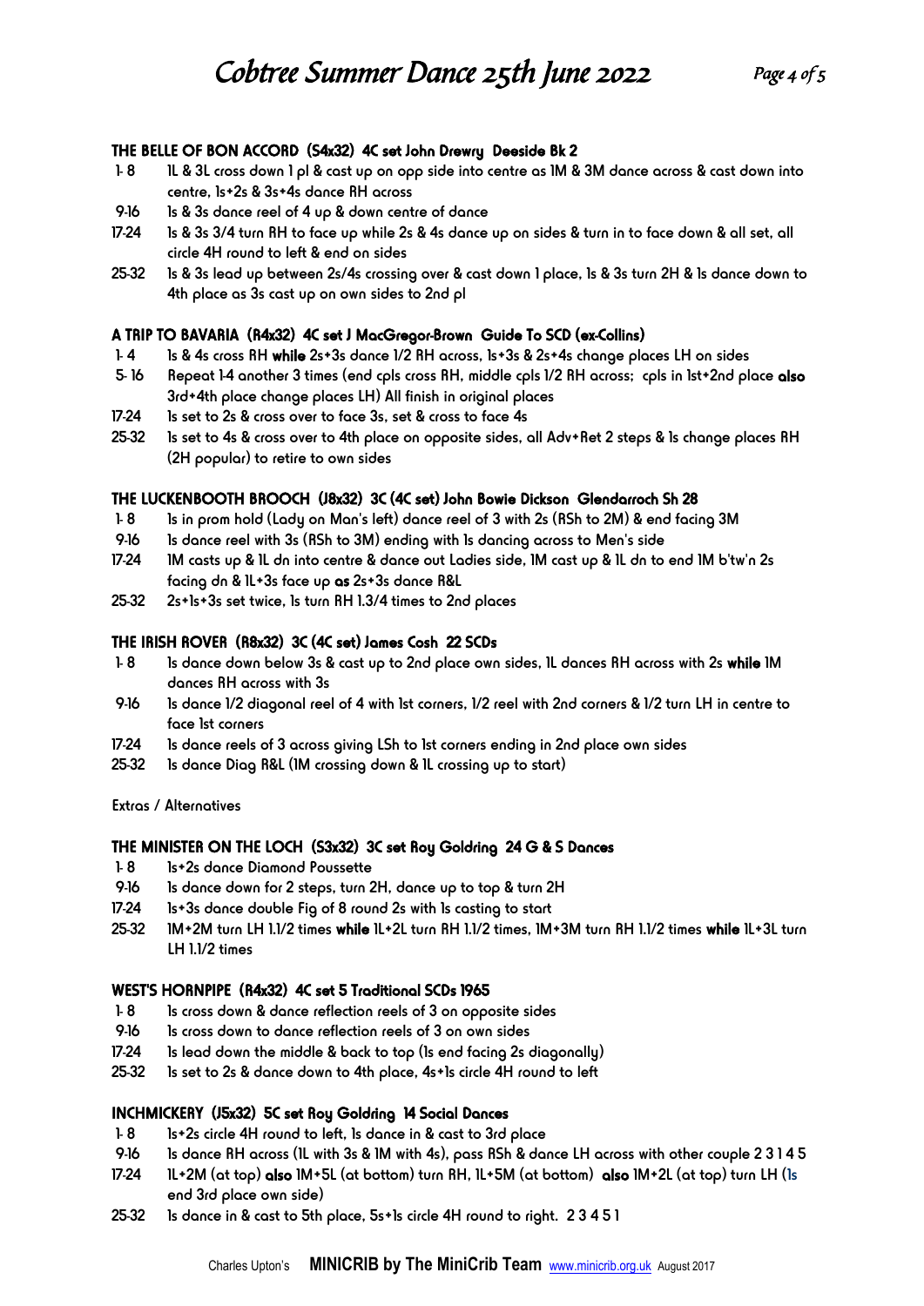**THE BELLE OF BON ACCORD (S4x32) 4C set John Drewry Deeside Bk 2**

- 1- 8 1L & 3L cross down 1 pl & cast up on opp side into centre as 1M & 3M dance across & cast down into centre, 1s+2s & 3s+4s dance RH across
- 9-16 1s & 3s dance reel of 4 up & down centre of dance
- 17-24 1s & 3s 3/4 turn RH to face up while 2s & 4s dance up on sides & turn in to face down & all set, all circle 4H round to left & end on sides
- 25-32 1s & 3s lead up between 2s/4s crossing over & cast down 1 place, 1s & 3s turn 2H & 1s dance down to 4th place as 3s cast up on own sides to 2nd pl

**A TRIP TO BAVARIA (R4x32) 4C set J MacGregor-Brown Guide To SCD (ex-Collins)**

- 1- 4 1s & 4s cross RH **while** 2s+3s dance 1/2 RH across, 1s+3s & 2s+4s change places LH on sides
- 5- 16 Repeat 1-4 another 3 times (end cpls cross RH, middle cpls 1/2 RH across; cpls in 1st+2nd place **also** 3rd+4th place change places LH) All finish in original places
- 17-24 1s set to 2s & cross over to face 3s, set & cross to face 4s
- 25-32 1s set to 4s & cross over to 4th place on opposite sides, all Adv+Ret 2 steps & 1s change places RH (2H popular) to retire to own sides

**THE LUCKENBOOTH BROOCH (J8x32) 3C (4C set) John Bowie Dickson Glendarroch Sh 28**

- 1- 8 1s in prom hold (Lady on Man's left) dance reel of 3 with 2s (RSh to 2M) & end facing 3M
- 9-16 1s dance reel with 3s (RSh to 3M) ending with 1s dancing across to Men's side
- 17-24 1M casts up & 1L dn into centre & dance out Ladies side, 1M cast up & 1L dn to end 1M b'tw'n 2s facing dn & 1L+3s face up **as** 2s+3s dance R&L
- 25-32 2s+1s+3s set twice, 1s turn RH 1.3/4 times to 2nd places

**THE IRISH ROVER (R8x32) 3C (4C set) James Cosh 22 SCDs**

- 1- 8 1s dance down below 3s & cast up to 2nd place own sides, 1L dances RH across with 2s **while** 1M dances RH across with 3s
- 9-16 1s dance 1/2 diagonal reel of 4 with 1st corners, 1/2 reel with 2nd corners & 1/2 turn LH in centre to face 1st corners
- 17-24 1s dance reels of 3 across giving LSh to 1st corners ending in 2nd place own sides
- 25-32 1s dance Diag R&L (1M crossing down & 1L crossing up to start)

Extras / Alternatives

**THE MINISTER ON THE LOCH (S3x32) 3C set Roy Goldring 24 G & S Dances**

- 1- 8 1s+2s dance Diamond Poussette
- 9-16 1s dance down for 2 steps, turn 2H, dance up to top & turn 2H
- 17-24 1s+3s dance double Fig of 8 round 2s with 1s casting to start
- 25-32 1M+2M turn LH 1.1/2 times **while** 1L+2L turn RH 1.1/2 times, 1M+3M turn RH 1.1/2 times **while** 1L+3L turn LH 1.1/2 times

**WEST'S HORNPIPE (R4x32) 4C set 5 Traditional SCDs 1965**

- 1- 8 1s cross down & dance reflection reels of 3 on opposite sides
- 9-16 1s cross down to dance reflection reels of 3 on own sides
- 17-24 1s lead down the middle & back to top (1s end facing 2s diagonally)
- 25-32 1s set to 2s & dance down to 4th place, 4s+1s circle 4H round to left

**INCHMICKERY (J5x32) 5C set Roy Goldring 14 Social Dances**

- 1- 8 1s+2s circle 4H round to left, 1s dance in & cast to 3rd place
- 9-16 1s dance RH across (1L with 3s & 1M with 4s), pass RSh & dance LH across with other couple 2 3 1 4 5
- 17-24 1L+2M (at top) **also** 1M+5L (at bottom) turn RH, 1L+5M (at bottom) **also** 1M+2L (at top) turn LH (1s end 3rd place own side)
- 25-32 1s dance in & cast to 5th place, 5s+1s circle 4H round to right. 2 3 4 5 1

Charles Upton's **MINICRIB by The MiniCrib Team** www.minicrib.org.uk August 2017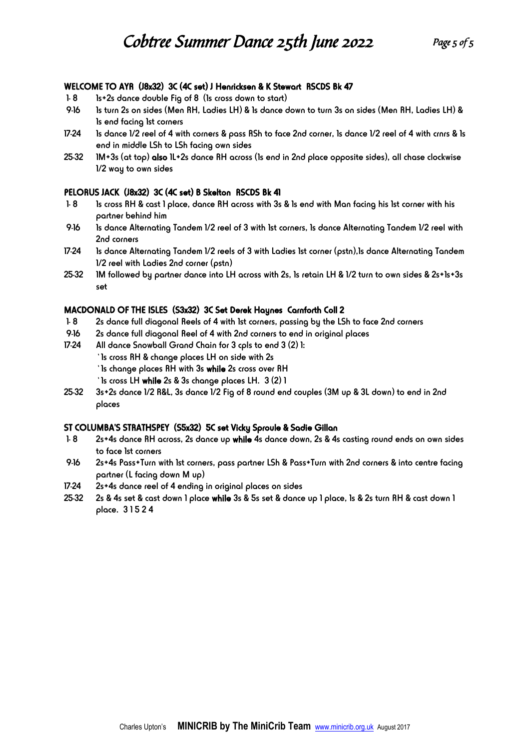**WELCOME TO AYR (J8x32) 3C (4C set) J Henricksen & K Stewart RSCDS Bk 47**

| | |
|---|---|
| 1- 8 | 1s+2s dance double Fig of 8 (1s cross down to start) |
| 9-16 | 1s turn 2s on sides (Men RH, Ladies LH) & 1s dance down to turn 3s on sides (Men RH, Ladies LH) & 1s end facing 1st corners |
| 17-24 | 1s dance 1/2 reel of 4 with corners & pass RSh to face 2nd corner, 1s dance 1/2 reel of 4 with crnrs & 1s end in middle LSh to LSh facing own sides |
| 25-32 | 1M+3s (at top) **also** 1L+2s dance RH across (1s end in 2nd place opposite sides), all chase clockwise 1/2 way to own sides |

**PELORUS JACK (J8x32) 3C (4C set) B Skelton RSCDS Bk 41**

| | |
|---|---|
| 1- 8 | 1s cross RH & cast 1 place, dance RH across with 3s & 1s end with Man facing his 1st corner with his partner behind him |
| 9-16 | 1s dance Alternating Tandem 1/2 reel of 3 with 1st corners, 1s dance Alternating Tandem 1/2 reel with 2nd corners |
| 17-24 | 1s dance Alternating Tandem 1/2 reels of 3 with Ladies 1st corner (pstn),1s dance Alternating Tandem 1/2 reel with Ladies 2nd corner (pstn) |
| 25-32 | 1M followed by partner dance into LH across with 2s, 1s retain LH & 1/2 turn to own sides & 2s+1s+3s set |

**MACDONALD OF THE ISLES (S3x32) 3C Set Derek Haynes Carnforth Coll 2**

| | |
|---|---|
| 1- 8 | 2s dance full diagonal Reels of 4 with 1st corners, passing by the LSh to face 2nd corners |
| 9-16 | 2s dance full diagonal Reel of 4 with 2nd corners to end in original places |
| 17-24 | All dance Snowball Grand Chain for 3 cpls to end 3 (2) 1:<br>`1s cross RH & change places LH on side with 2s<br>`1s change places RH with 3s **while** 2s cross over RH<br>`1s cross LH **while** 2s & 3s change places LH. 3 (2) 1 |
| 25-32 | 3s+2s dance 1/2 R&L, 3s dance 1/2 Fig of 8 round end couples (3M up & 3L down) to end in 2nd places |

**ST COLUMBA'S STRATHSPEY (S5x32) 5C set Vicky Sproule & Sadie Gillan**

| | |
|---|---|
| 1- 8 | 2s+4s dance RH across, 2s dance up **while** 4s dance down, 2s & 4s casting round ends on own sides to face 1st corners |
| 9-16 | 2s+4s Pass+Turn with 1st corners, pass partner LSh & Pass+Turn with 2nd corners & into centre facing partner (L facing down M up) |
| 17-24 | 2s+4s dance reel of 4 ending in original places on sides |
| 25-32 | 2s & 4s set & cast down 1 place **while** 3s & 5s set & dance up 1 place, 1s & 2s turn RH & cast down 1 place. 3 1 5 2 4 |